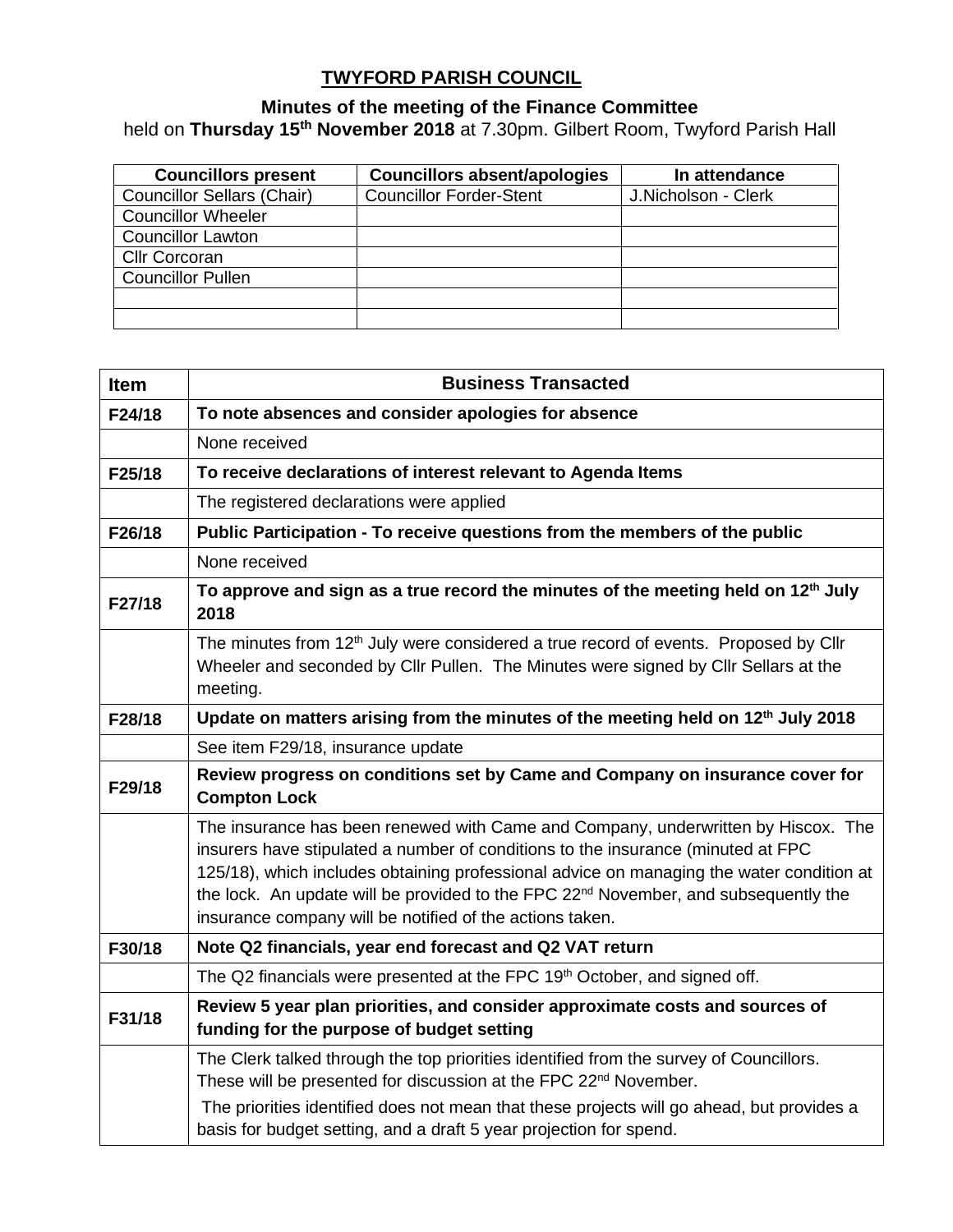# TWYFORD PARISH COUNCIL

## Minutes of the meeting of the Finance Committee

held on **Thursday 15th November 2018** at 7.30pm. Gilbert Room, Twyford Parish Hall

| Councillors present | Councillors absent/apologies | In attendance |
|---|---|---|
| Councillor Sellars (Chair) | Councillor Forder-Stent | J.Nicholson - Clerk |
| Councillor Wheeler | | |
| Councillor Lawton | | |
| Cllr Corcoran | | |
| Councillor Pullen | | |
| | | |
| | | |

| Item | Business Transacted |
|---|---|
| **F24/18** | **To note absences and consider apologies for absence** |
| | None received |
| **F25/18** | **To receive declarations of interest relevant to Agenda Items** |
| | The registered declarations were applied |
| **F26/18** | **Public Participation - To receive questions from the members of the public** |
| | None received |
| **F27/18** | **To approve and sign as a true record the minutes of the meeting held on 12th July 2018** |
| | The minutes from 12th July were considered a true record of events. Proposed by Cllr Wheeler and seconded by Cllr Pullen. The Minutes were signed by Cllr Sellars at the meeting. |
| **F28/18** | **Update on matters arising from the minutes of the meeting held on 12th July 2018** |
| | See item F29/18, insurance update |
| **F29/18** | **Review progress on conditions set by Came and Company on insurance cover for Compton Lock** |
| | The insurance has been renewed with Came and Company, underwritten by Hiscox. The insurers have stipulated a number of conditions to the insurance (minuted at FPC 125/18), which includes obtaining professional advice on managing the water condition at the lock. An update will be provided to the FPC 22nd November, and subsequently the insurance company will be notified of the actions taken. |
| **F30/18** | **Note Q2 financials, year end forecast and Q2 VAT return** |
| | The Q2 financials were presented at the FPC 19th October, and signed off. |
| **F31/18** | **Review 5 year plan priorities, and consider approximate costs and sources of funding for the purpose of budget setting** |
| | The Clerk talked through the top priorities identified from the survey of Councillors. These will be presented for discussion at the FPC 22nd November. The priorities identified does not mean that these projects will go ahead, but provides a basis for budget setting, and a draft 5 year projection for spend. |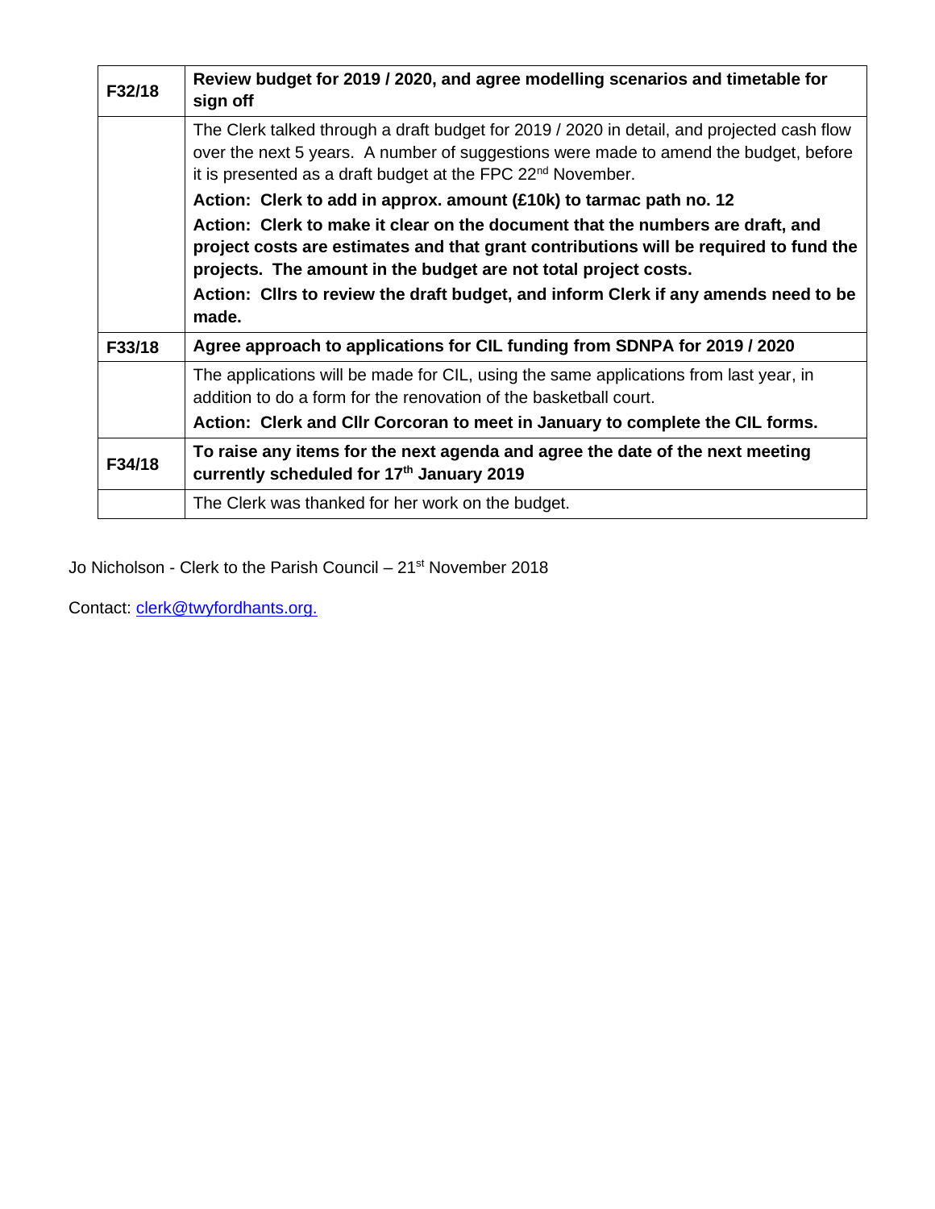| | |
|---|---|
| **F32/18** | **Review budget for 2019 / 2020, and agree modelling scenarios and timetable for sign off** |
| | The Clerk talked through a draft budget for 2019 / 2020 in detail, and projected cash flow over the next 5 years. A number of suggestions were made to amend the budget, before it is presented as a draft budget at the FPC 22nd November.<br>**Action: Clerk to add in approx. amount (£10k) to tarmac path no. 12**<br>**Action: Clerk to make it clear on the document that the numbers are draft, and project costs are estimates and that grant contributions will be required to fund the projects. The amount in the budget are not total project costs.**<br>**Action: Cllrs to review the draft budget, and inform Clerk if any amends need to be made.** |
| **F33/18** | **Agree approach to applications for CIL funding from SDNPA for 2019 / 2020** |
| | The applications will be made for CIL, using the same applications from last year, in addition to do a form for the renovation of the basketball court.<br>**Action: Clerk and Cllr Corcoran to meet in January to complete the CIL forms.** |
| **F34/18** | **To raise any items for the next agenda and agree the date of the next meeting currently scheduled for 17th January 2019** |
| | The Clerk was thanked for her work on the budget. |

Jo Nicholson - Clerk to the Parish Council – 21st November 2018

Contact: clerk@twyfordhants.org.